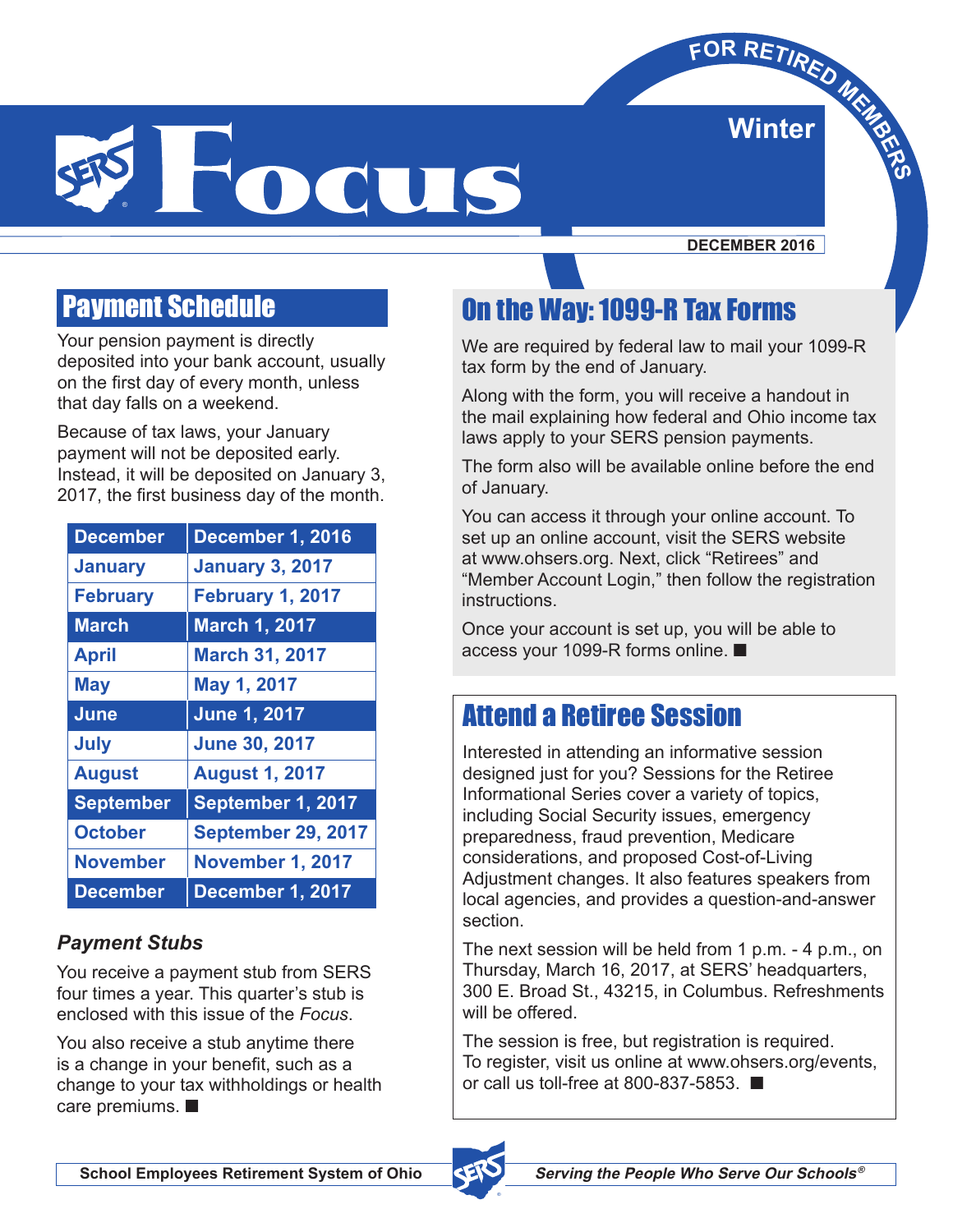# Focus

**FOR RETIRED MEMBERS**

**Winter**

**DECEMBER 2016**

## Payment Schedule

Your pension payment is directly deposited into your bank account, usually on the first day of every month, unless that day falls on a weekend.

Because of tax laws, your January payment will not be deposited early. Instead, it will be deposited on January 3, 2017, the first business day of the month.

| Month | Date |
|---|---|
| December | December 1, 2016 |
| January | January 3, 2017 |
| February | February 1, 2017 |
| March | March 1, 2017 |
| April | March 31, 2017 |
| May | May 1, 2017 |
| June | June 1, 2017 |
| July | June 30, 2017 |
| August | August 1, 2017 |
| September | September 1, 2017 |
| October | September 29, 2017 |
| November | November 1, 2017 |
| December | December 1, 2017 |

### *Payment Stubs*

You receive a payment stub from SERS four times a year. This quarter's stub is enclosed with this issue of the *Focus*.

You also receive a stub anytime there is a change in your benefit, such as a change to your tax withholdings or health care premiums. ■

## On the Way: 1099-R Tax Forms

We are required by federal law to mail your 1099-R tax form by the end of January.

Along with the form, you will receive a handout in the mail explaining how federal and Ohio income tax laws apply to your SERS pension payments.

The form also will be available online before the end of January.

You can access it through your online account. To set up an online account, visit the SERS website at www.ohsers.org. Next, click "Retirees" and "Member Account Login," then follow the registration instructions.

Once your account is set up, you will be able to access your 1099-R forms online. ■

## Attend a Retiree Session

Interested in attending an informative session designed just for you? Sessions for the Retiree Informational Series cover a variety of topics, including Social Security issues, emergency preparedness, fraud prevention, Medicare considerations, and proposed Cost-of-Living Adjustment changes. It also features speakers from local agencies, and provides a question-and-answer section.

The next session will be held from 1 p.m. - 4 p.m., on Thursday, March 16, 2017, at SERS' headquarters, 300 E. Broad St., 43215, in Columbus. Refreshments will be offered.

The session is free, but registration is required. To register, visit us online at www.ohsers.org/events, or call us toll-free at 800-837-5853. ■

**School Employees Retirement System of Ohio** — ***Serving the People Who Serve Our Schools®***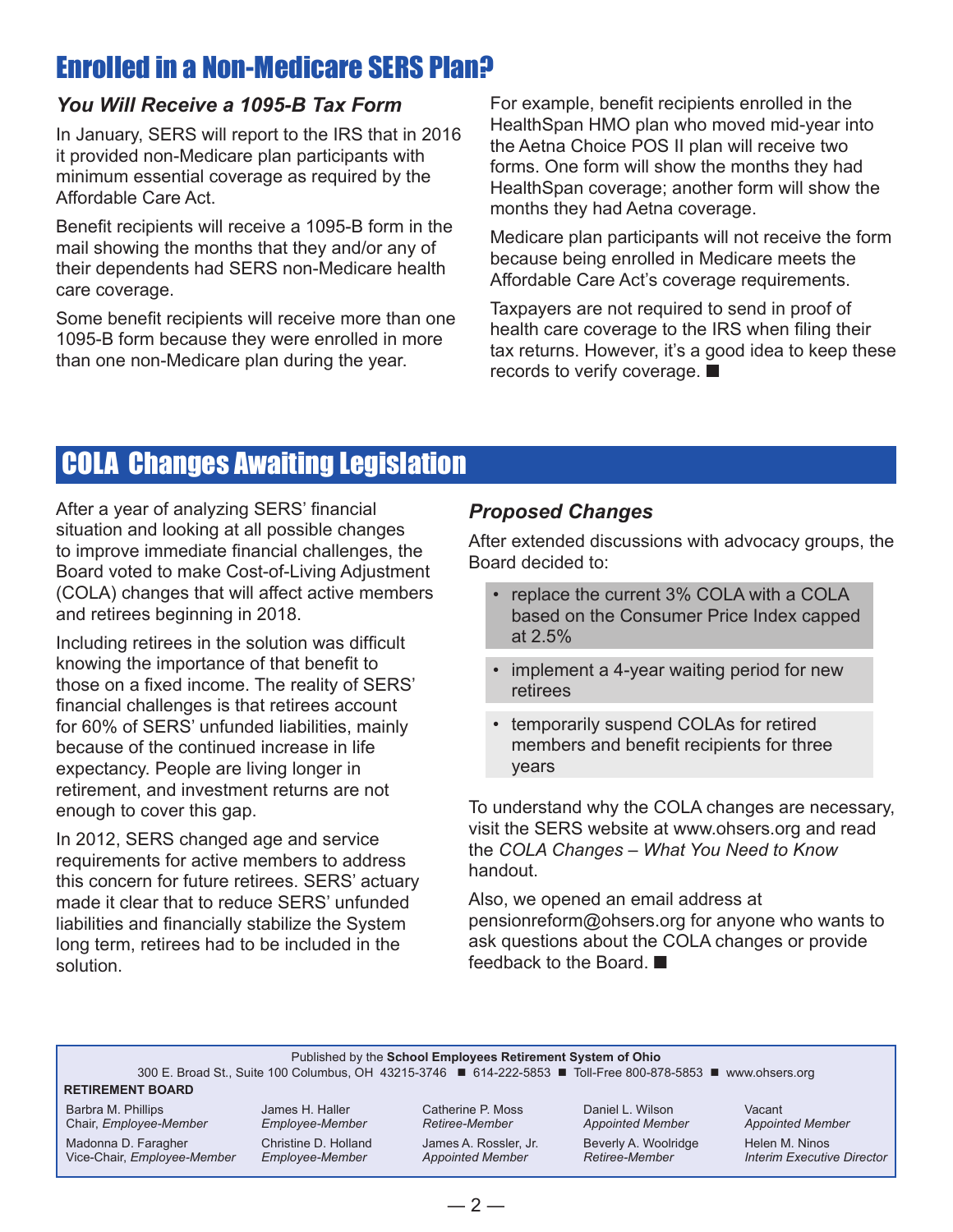# Enrolled in a Non-Medicare SERS Plan?

### *You Will Receive a 1095-B Tax Form*

In January, SERS will report to the IRS that in 2016 it provided non-Medicare plan participants with minimum essential coverage as required by the Affordable Care Act.

Benefit recipients will receive a 1095-B form in the mail showing the months that they and/or any of their dependents had SERS non-Medicare health care coverage.

Some benefit recipients will receive more than one 1095-B form because they were enrolled in more than one non-Medicare plan during the year.

For example, benefit recipients enrolled in the HealthSpan HMO plan who moved mid-year into the Aetna Choice POS II plan will receive two forms. One form will show the months they had HealthSpan coverage; another form will show the months they had Aetna coverage.

Medicare plan participants will not receive the form because being enrolled in Medicare meets the Affordable Care Act's coverage requirements.

Taxpayers are not required to send in proof of health care coverage to the IRS when filing their tax returns. However, it's a good idea to keep these records to verify coverage. ■

# COLA Changes Awaiting Legislation

After a year of analyzing SERS' financial situation and looking at all possible changes to improve immediate financial challenges, the Board voted to make Cost-of-Living Adjustment (COLA) changes that will affect active members and retirees beginning in 2018.

Including retirees in the solution was difficult knowing the importance of that benefit to those on a fixed income. The reality of SERS' financial challenges is that retirees account for 60% of SERS' unfunded liabilities, mainly because of the continued increase in life expectancy. People are living longer in retirement, and investment returns are not enough to cover this gap.

In 2012, SERS changed age and service requirements for active members to address this concern for future retirees. SERS' actuary made it clear that to reduce SERS' unfunded liabilities and financially stabilize the System long term, retirees had to be included in the solution.

### *Proposed Changes*

After extended discussions with advocacy groups, the Board decided to:

- replace the current 3% COLA with a COLA based on the Consumer Price Index capped at 2.5%
- implement a 4-year waiting period for new retirees
- temporarily suspend COLAs for retired members and benefit recipients for three years

To understand why the COLA changes are necessary, visit the SERS website at www.ohsers.org and read the *COLA Changes – What You Need to Know* handout.

Also, we opened an email address at pensionreform@ohsers.org for anyone who wants to ask questions about the COLA changes or provide feedback to the Board. ■

---

Published by the **School Employees Retirement System of Ohio**
300 E. Broad St., Suite 100 Columbus, OH 43215-3746 ■ 614-222-5853 ■ Toll-Free 800-878-5853 ■ www.ohsers.org

**RETIREMENT BOARD**

Barbra M. Phillips
Chair, *Employee-Member*

Madonna D. Faragher
Vice-Chair, *Employee-Member*

James H. Haller
*Employee-Member*

Christine D. Holland
*Employee-Member*

Catherine P. Moss
*Retiree-Member*

James A. Rossler, Jr.
*Appointed Member*

Daniel L. Wilson
*Appointed Member*

Beverly A. Woolridge
*Retiree-Member*

Vacant
*Appointed Member*

Helen M. Ninos
*Interim Executive Director*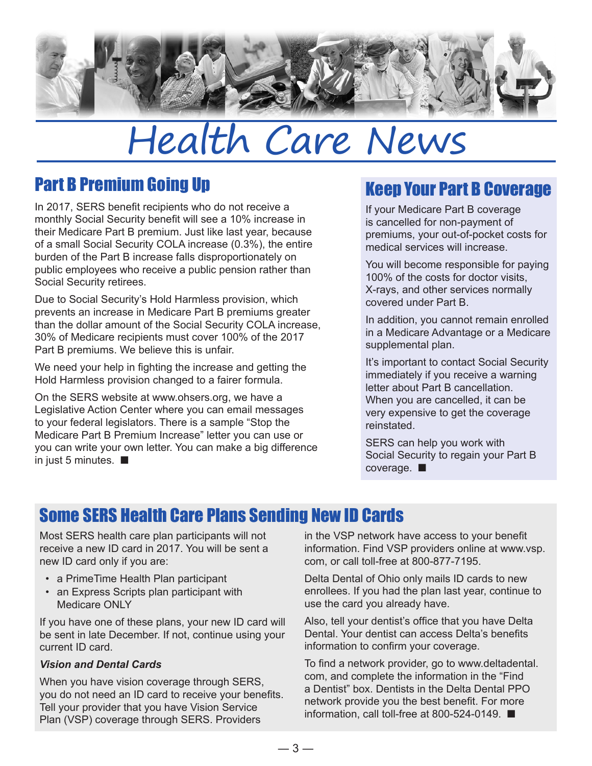# Health Care News

## Part B Premium Going Up

In 2017, SERS benefit recipients who do not receive a monthly Social Security benefit will see a 10% increase in their Medicare Part B premium. Just like last year, because of a small Social Security COLA increase (0.3%), the entire burden of the Part B increase falls disproportionately on public employees who receive a public pension rather than Social Security retirees.

Due to Social Security's Hold Harmless provision, which prevents an increase in Medicare Part B premiums greater than the dollar amount of the Social Security COLA increase, 30% of Medicare recipients must cover 100% of the 2017 Part B premiums. We believe this is unfair.

We need your help in fighting the increase and getting the Hold Harmless provision changed to a fairer formula.

On the SERS website at www.ohsers.org, we have a Legislative Action Center where you can email messages to your federal legislators. There is a sample "Stop the Medicare Part B Premium Increase" letter you can use or you can write your own letter. You can make a big difference in just 5 minutes. ■

## Keep Your Part B Coverage

If your Medicare Part B coverage is cancelled for non-payment of premiums, your out-of-pocket costs for medical services will increase.

You will become responsible for paying 100% of the costs for doctor visits, X-rays, and other services normally covered under Part B.

In addition, you cannot remain enrolled in a Medicare Advantage or a Medicare supplemental plan.

It's important to contact Social Security immediately if you receive a warning letter about Part B cancellation. When you are cancelled, it can be very expensive to get the coverage reinstated.

SERS can help you work with Social Security to regain your Part B coverage. ■

## Some SERS Health Care Plans Sending New ID Cards

Most SERS health care plan participants will not receive a new ID card in 2017. You will be sent a new ID card only if you are:

- a PrimeTime Health Plan participant
- an Express Scripts plan participant with Medicare ONLY

If you have one of these plans, your new ID card will be sent in late December. If not, continue using your current ID card.

### *Vision and Dental Cards*

When you have vision coverage through SERS, you do not need an ID card to receive your benefits. Tell your provider that you have Vision Service Plan (VSP) coverage through SERS. Providers in the VSP network have access to your benefit information. Find VSP providers online at www.vsp.com, or call toll-free at 800-877-7195.

Delta Dental of Ohio only mails ID cards to new enrollees. If you had the plan last year, continue to use the card you already have.

Also, tell your dentist's office that you have Delta Dental. Your dentist can access Delta's benefits information to confirm your coverage.

To find a network provider, go to www.deltadental.com, and complete the information in the "Find a Dentist" box. Dentists in the Delta Dental PPO network provide you the best benefit. For more information, call toll-free at 800-524-0149. ■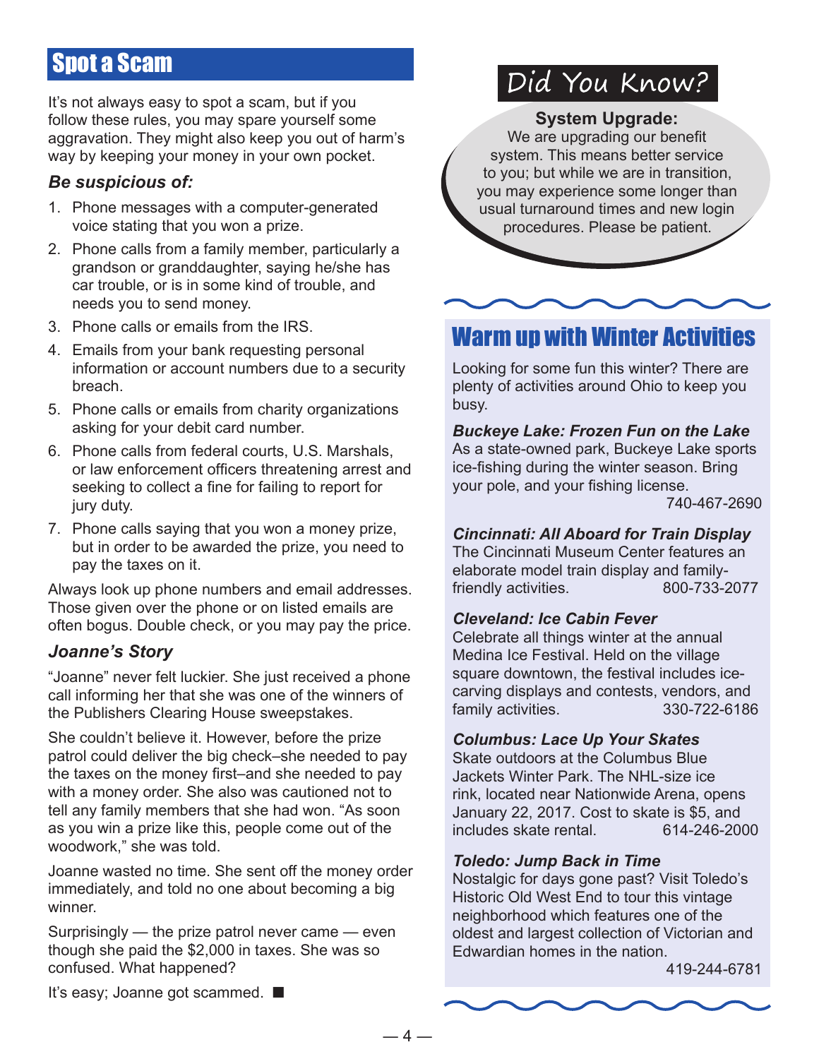## Spot a Scam

It's not always easy to spot a scam, but if you follow these rules, you may spare yourself some aggravation. They might also keep you out of harm's way by keeping your money in your own pocket.

### *Be suspicious of:*

1. Phone messages with a computer-generated voice stating that you won a prize.
2. Phone calls from a family member, particularly a grandson or granddaughter, saying he/she has car trouble, or is in some kind of trouble, and needs you to send money.
3. Phone calls or emails from the IRS.
4. Emails from your bank requesting personal information or account numbers due to a security breach.
5. Phone calls or emails from charity organizations asking for your debit card number.
6. Phone calls from federal courts, U.S. Marshals, or law enforcement officers threatening arrest and seeking to collect a fine for failing to report for jury duty.
7. Phone calls saying that you won a money prize, but in order to be awarded the prize, you need to pay the taxes on it.

Always look up phone numbers and email addresses. Those given over the phone or on listed emails are often bogus. Double check, or you may pay the price.

### *Joanne's Story*

"Joanne" never felt luckier. She just received a phone call informing her that she was one of the winners of the Publishers Clearing House sweepstakes.

She couldn't believe it. However, before the prize patrol could deliver the big check–she needed to pay the taxes on the money first–and she needed to pay with a money order. She also was cautioned not to tell any family members that she had won. "As soon as you win a prize like this, people come out of the woodwork," she was told.

Joanne wasted no time. She sent off the money order immediately, and told no one about becoming a big winner.

Surprisingly — the prize patrol never came — even though she paid the $2,000 in taxes. She was so confused. What happened?

It's easy; Joanne got scammed. ■

## Did You Know?

**System Upgrade:**
We are upgrading our benefit system. This means better service to you; but while we are in transition, you may experience some longer than usual turnaround times and new login procedures. Please be patient.

## Warm up with Winter Activities

Looking for some fun this winter? There are plenty of activities around Ohio to keep you busy.

***Buckeye Lake: Frozen Fun on the Lake***
As a state-owned park, Buckeye Lake sports ice-fishing during the winter season. Bring your pole, and your fishing license. 740-467-2690

***Cincinnati: All Aboard for Train Display***
The Cincinnati Museum Center features an elaborate model train display and family-friendly activities. 800-733-2077

***Cleveland: Ice Cabin Fever***
Celebrate all things winter at the annual Medina Ice Festival. Held on the village square downtown, the festival includes ice-carving displays and contests, vendors, and family activities. 330-722-6186

***Columbus: Lace Up Your Skates***
Skate outdoors at the Columbus Blue Jackets Winter Park. The NHL-size ice rink, located near Nationwide Arena, opens January 22, 2017. Cost to skate is $5, and includes skate rental. 614-246-2000

***Toledo: Jump Back in Time***
Nostalgic for days gone past? Visit Toledo's Historic Old West End to tour this vintage neighborhood which features one of the oldest and largest collection of Victorian and Edwardian homes in the nation. 419-244-6781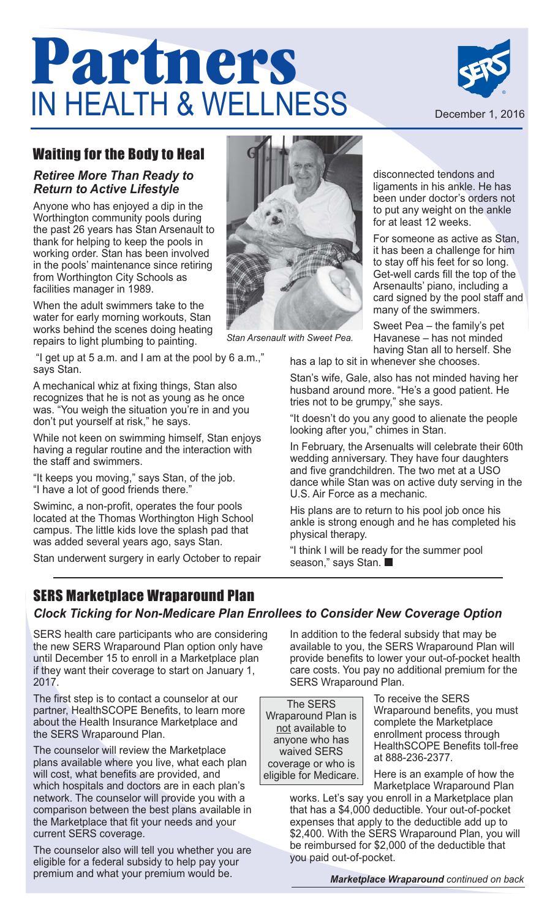# Partners IN HEALTH & WELLNESS

December 1, 2016

## Waiting for the Body to Heal

### *Retiree More Than Ready to Return to Active Lifestyle*

Anyone who has enjoyed a dip in the Worthington community pools during the past 26 years has Stan Arsenault to thank for helping to keep the pools in working order. Stan has been involved in the pools' maintenance since retiring from Worthington City Schools as facilities manager in 1989.

When the adult swimmers take to the water for early morning workouts, Stan works behind the scenes doing heating repairs to light plumbing to painting.

"I get up at 5 a.m. and I am at the pool by 6 a.m.," says Stan.

A mechanical whiz at fixing things, Stan also recognizes that he is not as young as he once was. "You weigh the situation you're in and you don't put yourself at risk," he says.

While not keen on swimming himself, Stan enjoys having a regular routine and the interaction with the staff and swimmers.

"It keeps you moving," says Stan, of the job. "I have a lot of good friends there."

Swiminc, a non-profit, operates the four pools located at the Thomas Worthington High School campus. The little kids love the splash pad that was added several years ago, says Stan.

Stan underwent surgery in early October to repair disconnected tendons and ligaments in his ankle. He has been under doctor's orders not to put any weight on the ankle for at least 12 weeks.

*Stan Arsenault with Sweet Pea.*

For someone as active as Stan, it has been a challenge for him to stay off his feet for so long. Get-well cards fill the top of the Arsenaults' piano, including a card signed by the pool staff and many of the swimmers.

Sweet Pea – the family's pet Havanese – has not minded having Stan all to herself. She has a lap to sit in whenever she chooses.

Stan's wife, Gale, also has not minded having her husband around more. "He's a good patient. He tries not to be grumpy," she says.

"It doesn't do you any good to alienate the people looking after you," chimes in Stan.

In February, the Arsenualts will celebrate their 60th wedding anniversary. They have four daughters and five grandchildren. The two met at a USO dance while Stan was on active duty serving in the U.S. Air Force as a mechanic.

His plans are to return to his pool job once his ankle is strong enough and he has completed his physical therapy.

"I think I will be ready for the summer pool season," says Stan. ■

## SERS Marketplace Wraparound Plan

### *Clock Ticking for Non-Medicare Plan Enrollees to Consider New Coverage Option*

SERS health care participants who are considering the new SERS Wraparound Plan option only have until December 15 to enroll in a Marketplace plan if they want their coverage to start on January 1, 2017.

The first step is to contact a counselor at our partner, HealthSCOPE Benefits, to learn more about the Health Insurance Marketplace and the SERS Wraparound Plan.

The counselor will review the Marketplace plans available where you live, what each plan will cost, what benefits are provided, and which hospitals and doctors are in each plan's network. The counselor will provide you with a comparison between the best plans available in the Marketplace that fit your needs and your current SERS coverage.

The counselor also will tell you whether you are eligible for a federal subsidy to help pay your premium and what your premium would be.

In addition to the federal subsidy that may be available to you, the SERS Wraparound Plan will provide benefits to lower your out-of-pocket health care costs. You pay no additional premium for the SERS Wraparound Plan.

> The SERS Wraparound Plan is not available to anyone who has waived SERS coverage or who is eligible for Medicare.

To receive the SERS Wraparound benefits, you must complete the Marketplace enrollment process through HealthSCOPE Benefits toll-free at 888-236-2377.

Here is an example of how the Marketplace Wraparound Plan works. Let's say you enroll in a Marketplace plan that has a $4,000 deductible. Your out-of-pocket expenses that apply to the deductible add up to $2,400. With the SERS Wraparound Plan, you will be reimbursed for $2,000 of the deductible that you paid out-of-pocket.

***Marketplace Wraparound** continued on back*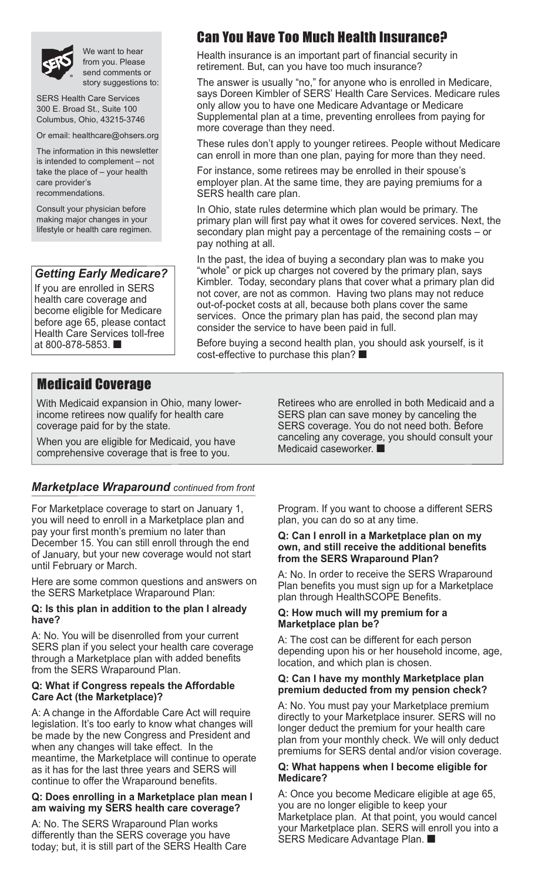We want to hear from you. Please send comments or story suggestions to:

SERS Health Care Services
300 E. Broad St., Suite 100
Columbus, Ohio, 43215-3746

Or email: healthcare@ohsers.org

The information in this newsletter is intended to complement – not take the place of – your health care provider's recommendations.

Consult your physician before making major changes in your lifestyle or health care regimen.

### *Getting Early Medicare?*

If you are enrolled in SERS health care coverage and become eligible for Medicare before age 65, please contact Health Care Services toll-free at 800-878-5853. ■

## Can You Have Too Much Health Insurance?

Health insurance is an important part of financial security in retirement. But, can you have too much insurance?

The answer is usually "no," for anyone who is enrolled in Medicare, says Doreen Kimbler of SERS' Health Care Services. Medicare rules only allow you to have one Medicare Advantage or Medicare Supplemental plan at a time, preventing enrollees from paying for more coverage than they need.

These rules don't apply to younger retirees. People without Medicare can enroll in more than one plan, paying for more than they need.

For instance, some retirees may be enrolled in their spouse's employer plan. At the same time, they are paying premiums for a SERS health care plan.

In Ohio, state rules determine which plan would be primary. The primary plan will first pay what it owes for covered services. Next, the secondary plan might pay a percentage of the remaining costs – or pay nothing at all.

In the past, the idea of buying a secondary plan was to make you "whole" or pick up charges not covered by the primary plan, says Kimbler. Today, secondary plans that cover what a primary plan did not cover, are not as common. Having two plans may not reduce out-of-pocket costs at all, because both plans cover the same services. Once the primary plan has paid, the second plan may consider the service to have been paid in full.

Before buying a second health plan, you should ask yourself, is it cost-effective to purchase this plan? ■

## Medicaid Coverage

With Medicaid expansion in Ohio, many lower-income retirees now qualify for health care coverage paid for by the state.

When you are eligible for Medicaid, you have comprehensive coverage that is free to you.

Retirees who are enrolled in both Medicaid and a SERS plan can save money by canceling the SERS coverage. You do not need both. Before canceling any coverage, you should consult your Medicaid caseworker. ■

### *Marketplace Wraparound* *continued from front*

For Marketplace coverage to start on January 1, you will need to enroll in a Marketplace plan and pay your first month's premium no later than December 15. You can still enroll through the end of January, but your new coverage would not start until February or March.

Here are some common questions and answers on the SERS Marketplace Wraparound Plan:

**Q: Is this plan in addition to the plan I already have?**

A: No. You will be disenrolled from your current SERS plan if you select your health care coverage through a Marketplace plan with added benefits from the SERS Wraparound Plan.

**Q: What if Congress repeals the Affordable Care Act (the Marketplace)?**

A: A change in the Affordable Care Act will require legislation. It's too early to know what changes will be made by the new Congress and President and when any changes will take effect. In the meantime, the Marketplace will continue to operate as it has for the last three years and SERS will continue to offer the Wraparound benefits.

**Q: Does enrolling in a Marketplace plan mean I am waiving my SERS health care coverage?**

A: No. The SERS Wraparound Plan works differently than the SERS coverage you have today; but, it is still part of the SERS Health Care Program. If you want to choose a different SERS plan, you can do so at any time.

**Q: Can I enroll in a Marketplace plan on my own, and still receive the additional benefits from the SERS Wraparound Plan?**

A: No. In order to receive the SERS Wraparound Plan benefits you must sign up for a Marketplace plan through HealthSCOPE Benefits.

**Q: How much will my premium for a Marketplace plan be?**

A: The cost can be different for each person depending upon his or her household income, age, location, and which plan is chosen.

**Q: Can I have my monthly Marketplace plan premium deducted from my pension check?**

A: No. You must pay your Marketplace premium directly to your Marketplace insurer. SERS will no longer deduct the premium for your health care plan from your monthly check. We will only deduct premiums for SERS dental and/or vision coverage.

**Q: What happens when I become eligible for Medicare?**

A: Once you become Medicare eligible at age 65, you are no longer eligible to keep your Marketplace plan. At that point, you would cancel your Marketplace plan. SERS will enroll you into a SERS Medicare Advantage Plan. ■